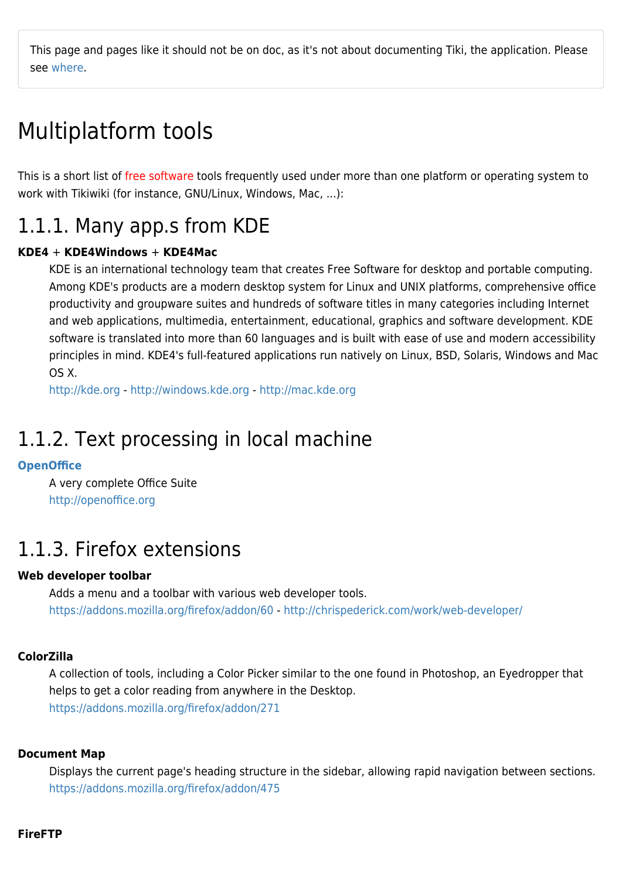This page and pages like it should not be on doc, as it's not about documenting Tiki, the application. Please see where.

# Multiplatform tools

This is a short list of free software tools frequently used under more than one platform or operating system to work with Tikiwiki (for instance, GNU/Linux, Windows, Mac, ...):

## 1.1.1. Many app.s from KDE

**KDE4** + **KDE4Windows** + **KDE4Mac**

KDE is an international technology team that creates Free Software for desktop and portable computing. Among KDE's products are a modern desktop system for Linux and UNIX platforms, comprehensive office productivity and groupware suites and hundreds of software titles in many categories including Internet and web applications, multimedia, entertainment, educational, graphics and software development. KDE software is translated into more than 60 languages and is built with ease of use and modern accessibility principles in mind. KDE4's full-featured applications run natively on Linux, BSD, Solaris, Windows and Mac OS X.
http://kde.org - http://windows.kde.org - http://mac.kde.org

## 1.1.2. Text processing in local machine

**OpenOffice**

A very complete Office Suite
http://openoffice.org

## 1.1.3. Firefox extensions

**Web developer toolbar**

Adds a menu and a toolbar with various web developer tools.
https://addons.mozilla.org/firefox/addon/60 - http://chrispederick.com/work/web-developer/

**ColorZilla**

A collection of tools, including a Color Picker similar to the one found in Photoshop, an Eyedropper that helps to get a color reading from anywhere in the Desktop.
https://addons.mozilla.org/firefox/addon/271

**Document Map**

Displays the current page's heading structure in the sidebar, allowing rapid navigation between sections.
https://addons.mozilla.org/firefox/addon/475

**FireFTP**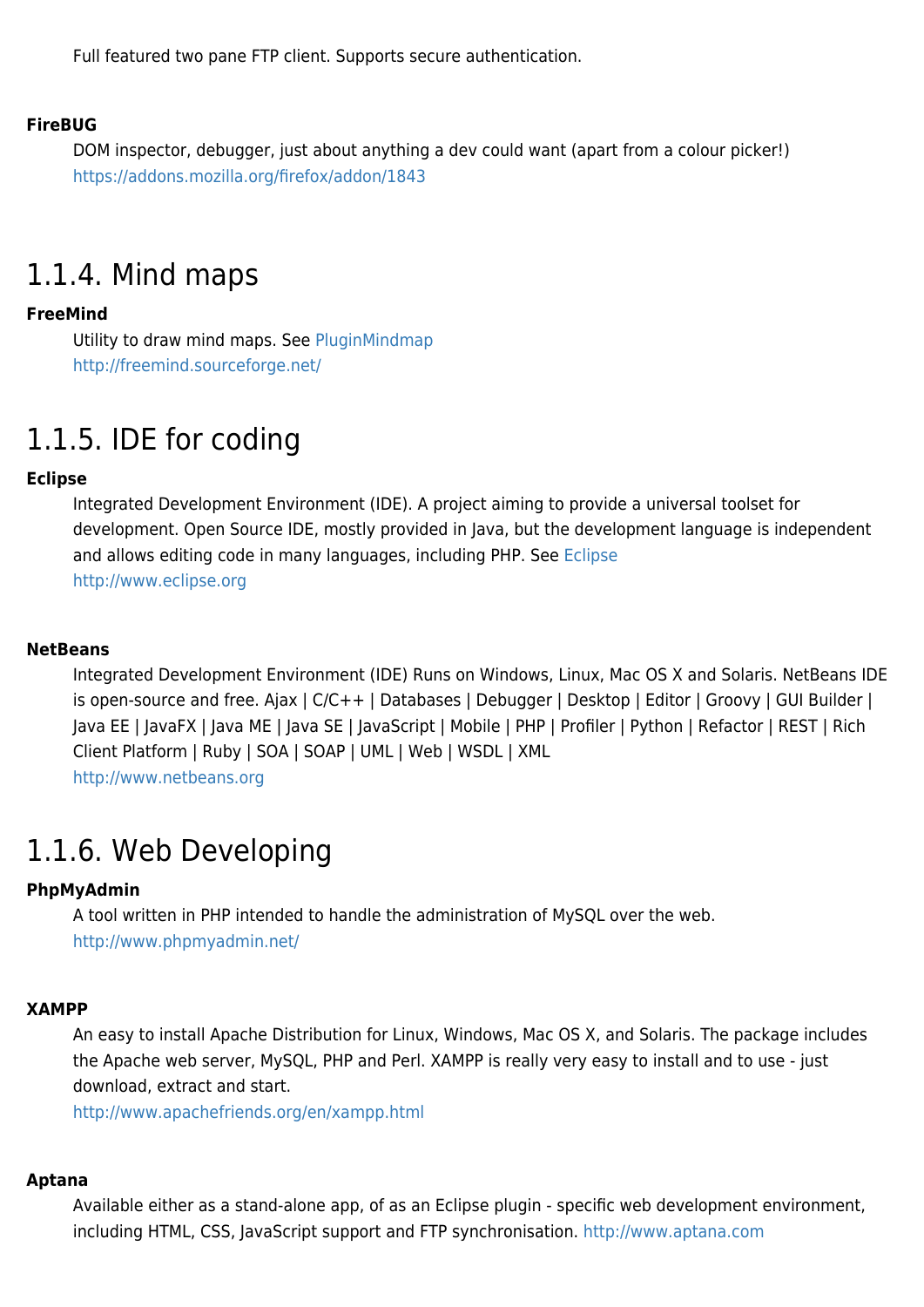Full featured two pane FTP client. Supports secure authentication.

**FireBUG**
: DOM inspector, debugger, just about anything a dev could want (apart from a colour picker!)
  https://addons.mozilla.org/firefox/addon/1843

## 1.1.4. Mind maps

**FreeMind**
: Utility to draw mind maps. See PluginMindmap
  http://freemind.sourceforge.net/

## 1.1.5. IDE for coding

**Eclipse**
: Integrated Development Environment (IDE). A project aiming to provide a universal toolset for development. Open Source IDE, mostly provided in Java, but the development language is independent and allows editing code in many languages, including PHP. See Eclipse
  http://www.eclipse.org

**NetBeans**
: Integrated Development Environment (IDE) Runs on Windows, Linux, Mac OS X and Solaris. NetBeans IDE is open-source and free. Ajax | C/C++ | Databases | Debugger | Desktop | Editor | Groovy | GUI Builder | Java EE | JavaFX | Java ME | Java SE | JavaScript | Mobile | PHP | Profiler | Python | Refactor | REST | Rich Client Platform | Ruby | SOA | SOAP | UML | Web | WSDL | XML
  http://www.netbeans.org

## 1.1.6. Web Developing

**PhpMyAdmin**
: A tool written in PHP intended to handle the administration of MySQL over the web.
  http://www.phpmyadmin.net/

**XAMPP**
: An easy to install Apache Distribution for Linux, Windows, Mac OS X, and Solaris. The package includes the Apache web server, MySQL, PHP and Perl. XAMPP is really very easy to install and to use - just download, extract and start.
  http://www.apachefriends.org/en/xampp.html

**Aptana**
: Available either as a stand-alone app, of as an Eclipse plugin - specific web development environment, including HTML, CSS, JavaScript support and FTP synchronisation. http://www.aptana.com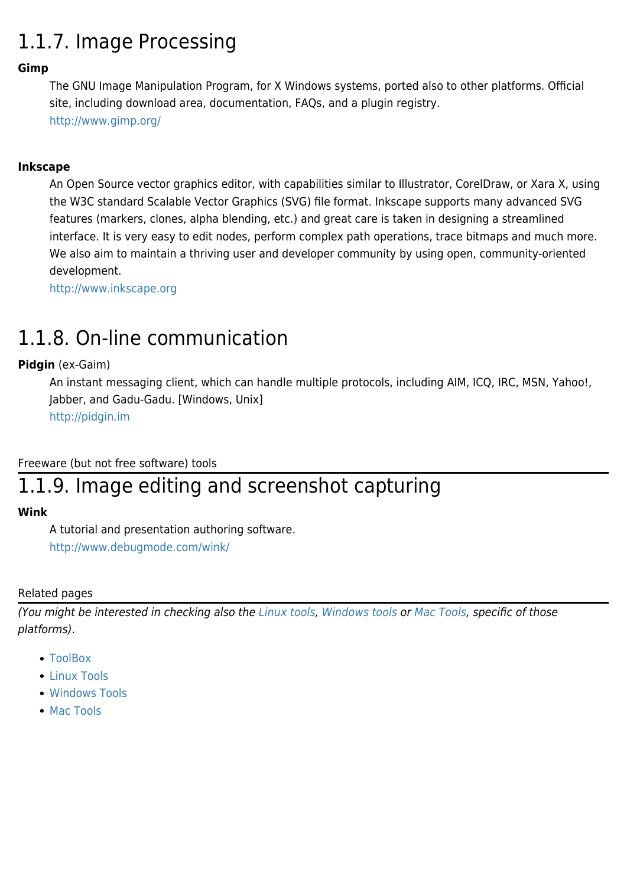## 1.1.7. Image Processing

**Gimp**

The GNU Image Manipulation Program, for X Windows systems, ported also to other platforms. Official site, including download area, documentation, FAQs, and a plugin registry.
http://www.gimp.org/

**Inkscape**

An Open Source vector graphics editor, with capabilities similar to Illustrator, CorelDraw, or Xara X, using the W3C standard Scalable Vector Graphics (SVG) file format. Inkscape supports many advanced SVG features (markers, clones, alpha blending, etc.) and great care is taken in designing a streamlined interface. It is very easy to edit nodes, perform complex path operations, trace bitmaps and much more. We also aim to maintain a thriving user and developer community by using open, community-oriented development.
http://www.inkscape.org

## 1.1.8. On-line communication

**Pidgin** (ex-Gaim)

An instant messaging client, which can handle multiple protocols, including AIM, ICQ, IRC, MSN, Yahoo!, Jabber, and Gadu-Gadu. [Windows, Unix]
http://pidgin.im

Freeware (but not free software) tools

## 1.1.9. Image editing and screenshot capturing

**Wink**

A tutorial and presentation authoring software.
http://www.debugmode.com/wink/

Related pages

*(You might be interested in checking also the Linux tools, Windows tools or Mac Tools, specific of those platforms)*.

- ToolBox
- Linux Tools
- Windows Tools
- Mac Tools